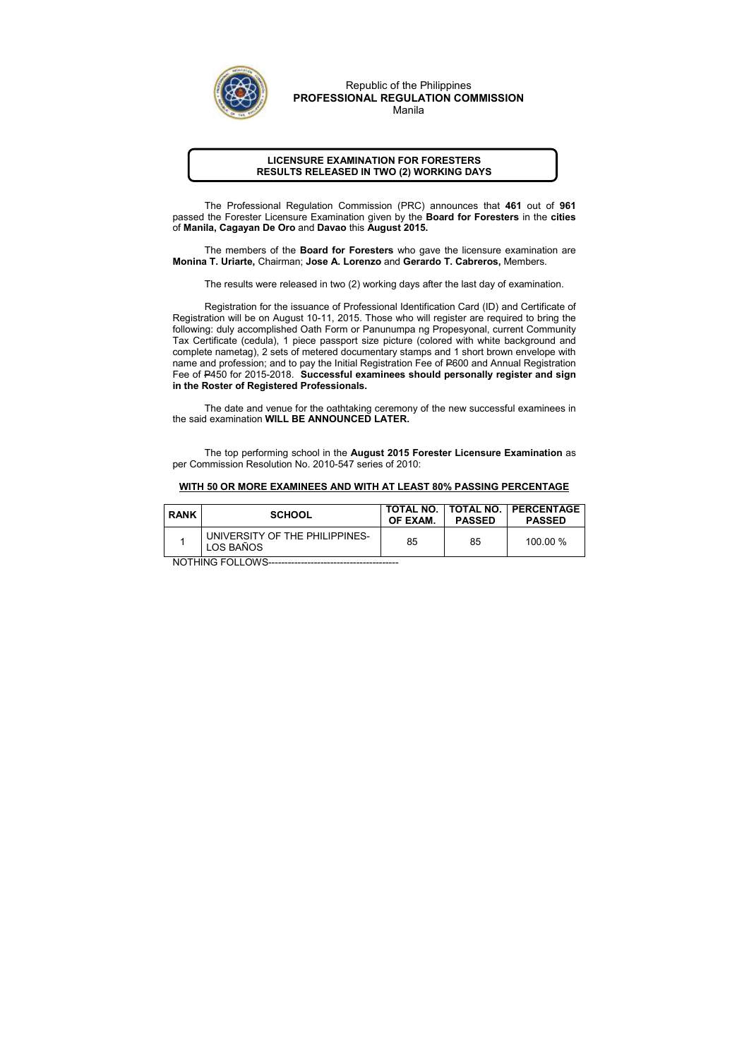Republic of the Philippines
**PROFESSIONAL REGULATION COMMISSION**
Manila

**LICENSURE EXAMINATION FOR FORESTERS**
**RESULTS RELEASED IN TWO (2) WORKING DAYS**

The Professional Regulation Commission (PRC) announces that **461** out of **961** passed the Forester Licensure Examination given by the **Board for Foresters** in the **cities** of **Manila, Cagayan De Oro** and **Davao** this **August 2015.**

The members of the **Board for Foresters** who gave the licensure examination are **Monina T. Uriarte,** Chairman; **Jose A. Lorenzo** and **Gerardo T. Cabreros,** Members.

The results were released in two (2) working days after the last day of examination.

Registration for the issuance of Professional Identification Card (ID) and Certificate of Registration will be on August 10-11, 2015. Those who will register are required to bring the following: duly accomplished Oath Form or Panunumpa ng Propesyonal, current Community Tax Certificate (cedula), 1 piece passport size picture (colored with white background and complete nametag), 2 sets of metered documentary stamps and 1 short brown envelope with name and profession; and to pay the Initial Registration Fee of ₱600 and Annual Registration Fee of ₱450 for 2015-2018. **Successful examinees should personally register and sign in the Roster of Registered Professionals.**

The date and venue for the oathtaking ceremony of the new successful examinees in the said examination **WILL BE ANNOUNCED LATER.**

The top performing school in the **August 2015 Forester Licensure Examination** as per Commission Resolution No. 2010-547 series of 2010:

**WITH 50 OR MORE EXAMINEES AND WITH AT LEAST 80% PASSING PERCENTAGE**

| RANK | SCHOOL | TOTAL NO. OF EXAM. | TOTAL NO. PASSED | PERCENTAGE PASSED |
|---|---|---|---|---|
| 1 | UNIVERSITY OF THE PHILIPPINES-LOS BAÑOS | 85 | 85 | 100.00 % |

NOTHING FOLLOWS---------------------------------------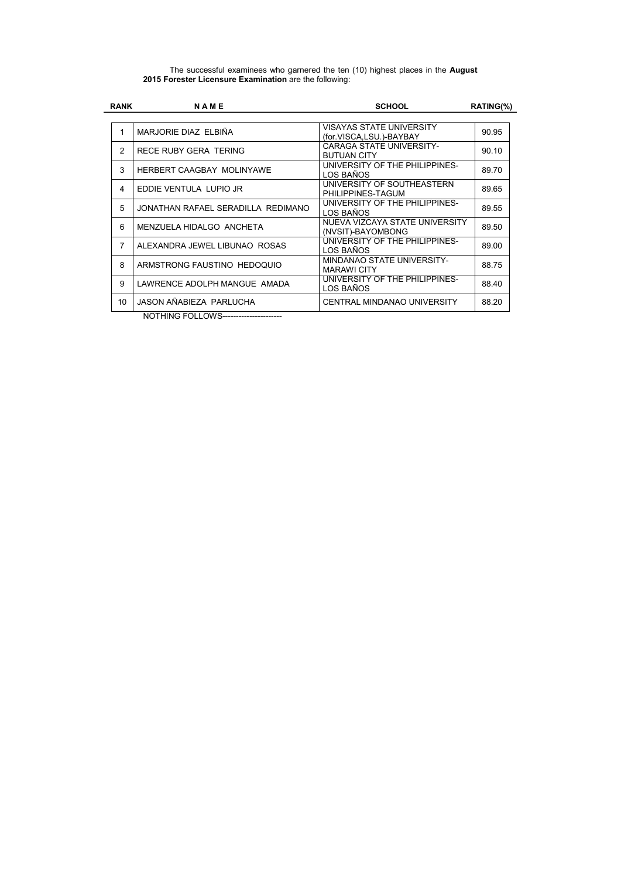The successful examinees who garnered the ten (10) highest places in the **August 2015 Forester Licensure Examination** are the following:

| RANK | N A M E | SCHOOL | RATING(%) |
|---|---|---|---|
| 1 | MARJORIE DIAZ ELBIÑA | VISAYAS STATE UNIVERSITY (for.VISCA,LSU.)-BAYBAY | 90.95 |
| 2 | RECE RUBY GERA TERING | CARAGA STATE UNIVERSITY-BUTUAN CITY | 90.10 |
| 3 | HERBERT CAAGBAY MOLINYAWE | UNIVERSITY OF THE PHILIPPINES-LOS BAÑOS | 89.70 |
| 4 | EDDIE VENTULA LUPIO JR | UNIVERSITY OF SOUTHEASTERN PHILIPPINES-TAGUM | 89.65 |
| 5 | JONATHAN RAFAEL SERADILLA REDIMANO | UNIVERSITY OF THE PHILIPPINES-LOS BAÑOS | 89.55 |
| 6 | MENZUELA HIDALGO ANCHETA | NUEVA VIZCAYA STATE UNIVERSITY (NVSIT)-BAYOMBONG | 89.50 |
| 7 | ALEXANDRA JEWEL LIBUNAO ROSAS | UNIVERSITY OF THE PHILIPPINES-LOS BAÑOS | 89.00 |
| 8 | ARMSTRONG FAUSTINO HEDOQUIO | MINDANAO STATE UNIVERSITY-MARAWI CITY | 88.75 |
| 9 | LAWRENCE ADOLPH MANGUE AMADA | UNIVERSITY OF THE PHILIPPINES-LOS BAÑOS | 88.40 |
| 10 | JASON AÑABIEZA PARLUCHA | CENTRAL MINDANAO UNIVERSITY | 88.20 |

NOTHING FOLLOWS----------------------